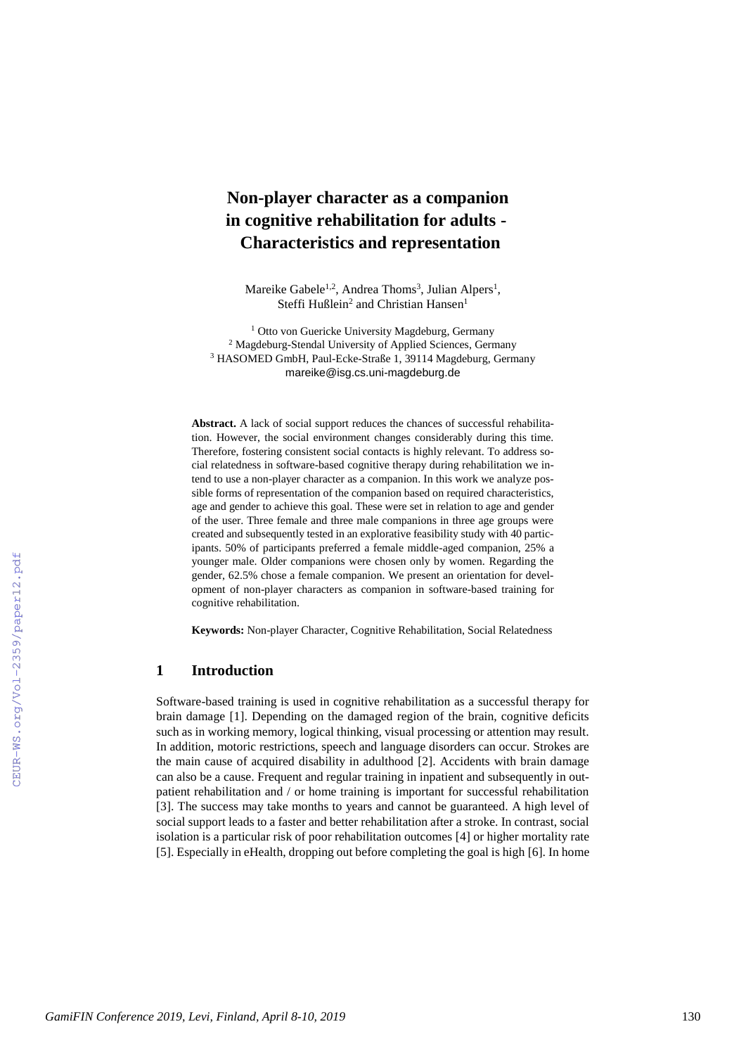# Non-player character as a companion in cognitive rehabilitation for adults - Characteristics and representation

Mareike Gabele[1,2], Andrea Thoms[3], Julian Alpers[1], Steffi Hußlein[2] and Christian Hansen[1]

[1] Otto von Guericke University Magdeburg, Germany
[2] Magdeburg-Stendal University of Applied Sciences, Germany
[3] HASOMED GmbH, Paul-Ecke-Straße 1, 39114 Magdeburg, Germany
mareike@isg.cs.uni-magdeburg.de

**Abstract.** A lack of social support reduces the chances of successful rehabilitation. However, the social environment changes considerably during this time. Therefore, fostering consistent social contacts is highly relevant. To address social relatedness in software-based cognitive therapy during rehabilitation we intend to use a non-player character as a companion. In this work we analyze possible forms of representation of the companion based on required characteristics, age and gender to achieve this goal. These were set in relation to age and gender of the user. Three female and three male companions in three age groups were created and subsequently tested in an explorative feasibility study with 40 participants. 50% of participants preferred a female middle-aged companion, 25% a younger male. Older companions were chosen only by women. Regarding the gender, 62.5% chose a female companion. We present an orientation for development of non-player characters as companion in software-based training for cognitive rehabilitation.

**Keywords:** Non-player Character, Cognitive Rehabilitation, Social Relatedness

## 1 Introduction

Software-based training is used in cognitive rehabilitation as a successful therapy for brain damage [1]. Depending on the damaged region of the brain, cognitive deficits such as in working memory, logical thinking, visual processing or attention may result. In addition, motoric restrictions, speech and language disorders can occur. Strokes are the main cause of acquired disability in adulthood [2]. Accidents with brain damage can also be a cause. Frequent and regular training in inpatient and subsequently in outpatient rehabilitation and / or home training is important for successful rehabilitation [3]. The success may take months to years and cannot be guaranteed. A high level of social support leads to a faster and better rehabilitation after a stroke. In contrast, social isolation is a particular risk of poor rehabilitation outcomes [4] or higher mortality rate [5]. Especially in eHealth, dropping out before completing the goal is high [6]. In home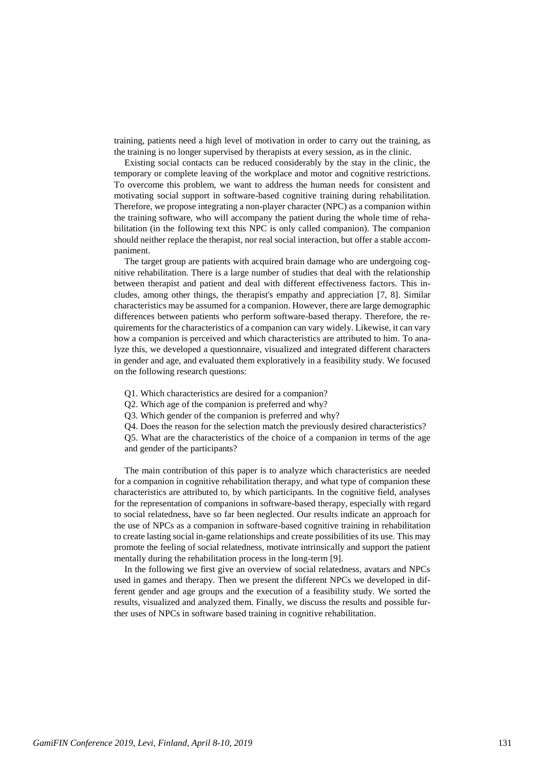training, patients need a high level of motivation in order to carry out the training, as the training is no longer supervised by therapists at every session, as in the clinic.

Existing social contacts can be reduced considerably by the stay in the clinic, the temporary or complete leaving of the workplace and motor and cognitive restrictions. To overcome this problem, we want to address the human needs for consistent and motivating social support in software-based cognitive training during rehabilitation. Therefore, we propose integrating a non-player character (NPC) as a companion within the training software, who will accompany the patient during the whole time of rehabilitation (in the following text this NPC is only called companion). The companion should neither replace the therapist, nor real social interaction, but offer a stable accompaniment.

The target group are patients with acquired brain damage who are undergoing cognitive rehabilitation. There is a large number of studies that deal with the relationship between therapist and patient and deal with different effectiveness factors. This includes, among other things, the therapist's empathy and appreciation [7, 8]. Similar characteristics may be assumed for a companion. However, there are large demographic differences between patients who perform software-based therapy. Therefore, the requirements for the characteristics of a companion can vary widely. Likewise, it can vary how a companion is perceived and which characteristics are attributed to him. To analyze this, we developed a questionnaire, visualized and integrated different characters in gender and age, and evaluated them exploratively in a feasibility study. We focused on the following research questions:

- Q1. Which characteristics are desired for a companion?
- Q2. Which age of the companion is preferred and why?
- Q3. Which gender of the companion is preferred and why?
- Q4. Does the reason for the selection match the previously desired characteristics?
- Q5. What are the characteristics of the choice of a companion in terms of the age and gender of the participants?

The main contribution of this paper is to analyze which characteristics are needed for a companion in cognitive rehabilitation therapy, and what type of companion these characteristics are attributed to, by which participants. In the cognitive field, analyses for the representation of companions in software-based therapy, especially with regard to social relatedness, have so far been neglected. Our results indicate an approach for the use of NPCs as a companion in software-based cognitive training in rehabilitation to create lasting social in-game relationships and create possibilities of its use. This may promote the feeling of social relatedness, motivate intrinsically and support the patient mentally during the rehabilitation process in the long-term [9].

In the following we first give an overview of social relatedness, avatars and NPCs used in games and therapy. Then we present the different NPCs we developed in different gender and age groups and the execution of a feasibility study. We sorted the results, visualized and analyzed them. Finally, we discuss the results and possible further uses of NPCs in software based training in cognitive rehabilitation.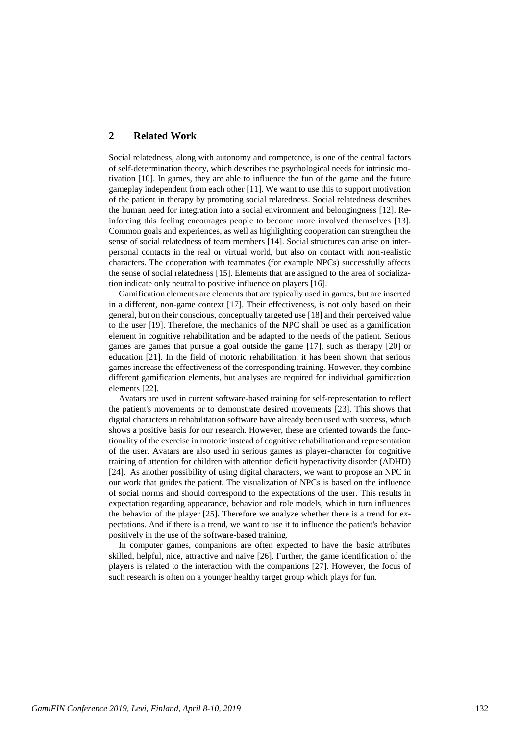## 2 Related Work

Social relatedness, along with autonomy and competence, is one of the central factors of self-determination theory, which describes the psychological needs for intrinsic motivation [10]. In games, they are able to influence the fun of the game and the future gameplay independent from each other [11]. We want to use this to support motivation of the patient in therapy by promoting social relatedness. Social relatedness describes the human need for integration into a social environment and belongingness [12]. Reinforcing this feeling encourages people to become more involved themselves [13]. Common goals and experiences, as well as highlighting cooperation can strengthen the sense of social relatedness of team members [14]. Social structures can arise on interpersonal contacts in the real or virtual world, but also on contact with non-realistic characters. The cooperation with teammates (for example NPCs) successfully affects the sense of social relatedness [15]. Elements that are assigned to the area of socialization indicate only neutral to positive influence on players [16].

Gamification elements are elements that are typically used in games, but are inserted in a different, non-game context [17]. Their effectiveness, is not only based on their general, but on their conscious, conceptually targeted use [18] and their perceived value to the user [19]. Therefore, the mechanics of the NPC shall be used as a gamification element in cognitive rehabilitation and be adapted to the needs of the patient. Serious games are games that pursue a goal outside the game [17], such as therapy [20] or education [21]. In the field of motoric rehabilitation, it has been shown that serious games increase the effectiveness of the corresponding training. However, they combine different gamification elements, but analyses are required for individual gamification elements [22].

Avatars are used in current software-based training for self-representation to reflect the patient's movements or to demonstrate desired movements [23]. This shows that digital characters in rehabilitation software have already been used with success, which shows a positive basis for our research. However, these are oriented towards the functionality of the exercise in motoric instead of cognitive rehabilitation and representation of the user. Avatars are also used in serious games as player-character for cognitive training of attention for children with attention deficit hyperactivity disorder (ADHD) [24]. As another possibility of using digital characters, we want to propose an NPC in our work that guides the patient. The visualization of NPCs is based on the influence of social norms and should correspond to the expectations of the user. This results in expectation regarding appearance, behavior and role models, which in turn influences the behavior of the player [25]. Therefore we analyze whether there is a trend for expectations. And if there is a trend, we want to use it to influence the patient's behavior positively in the use of the software-based training.

In computer games, companions are often expected to have the basic attributes skilled, helpful, nice, attractive and naive [26]. Further, the game identification of the players is related to the interaction with the companions [27]. However, the focus of such research is often on a younger healthy target group which plays for fun.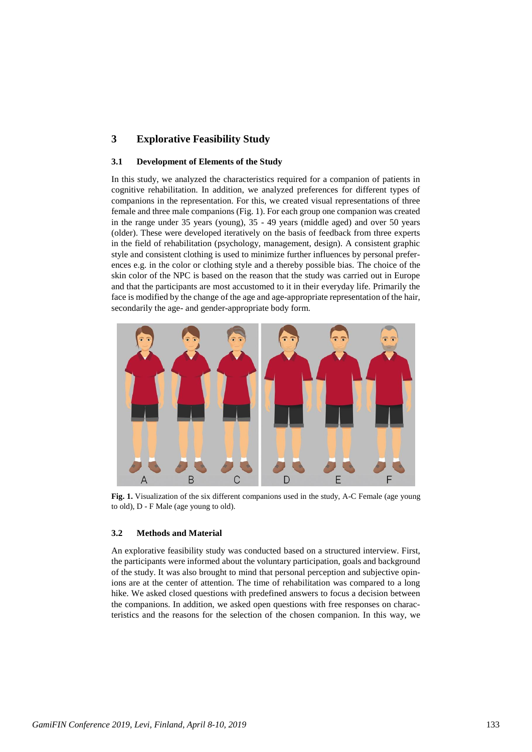## 3 Explorative Feasibility Study

### 3.1 Development of Elements of the Study

In this study, we analyzed the characteristics required for a companion of patients in cognitive rehabilitation. In addition, we analyzed preferences for different types of companions in the representation. For this, we created visual representations of three female and three male companions (Fig. 1). For each group one companion was created in the range under 35 years (young), 35 - 49 years (middle aged) and over 50 years (older). These were developed iteratively on the basis of feedback from three experts in the field of rehabilitation (psychology, management, design). A consistent graphic style and consistent clothing is used to minimize further influences by personal preferences e.g. in the color or clothing style and a thereby possible bias. The choice of the skin color of the NPC is based on the reason that the study was carried out in Europe and that the participants are most accustomed to it in their everyday life. Primarily the face is modified by the change of the age and age-appropriate representation of the hair, secondarily the age- and gender-appropriate body form.

**Fig. 1.** Visualization of the six different companions used in the study, A-C Female (age young to old), D - F Male (age young to old).

### 3.2 Methods and Material

An explorative feasibility study was conducted based on a structured interview. First, the participants were informed about the voluntary participation, goals and background of the study. It was also brought to mind that personal perception and subjective opinions are at the center of attention. The time of rehabilitation was compared to a long hike. We asked closed questions with predefined answers to focus a decision between the companions. In addition, we asked open questions with free responses on characteristics and the reasons for the selection of the chosen companion. In this way, we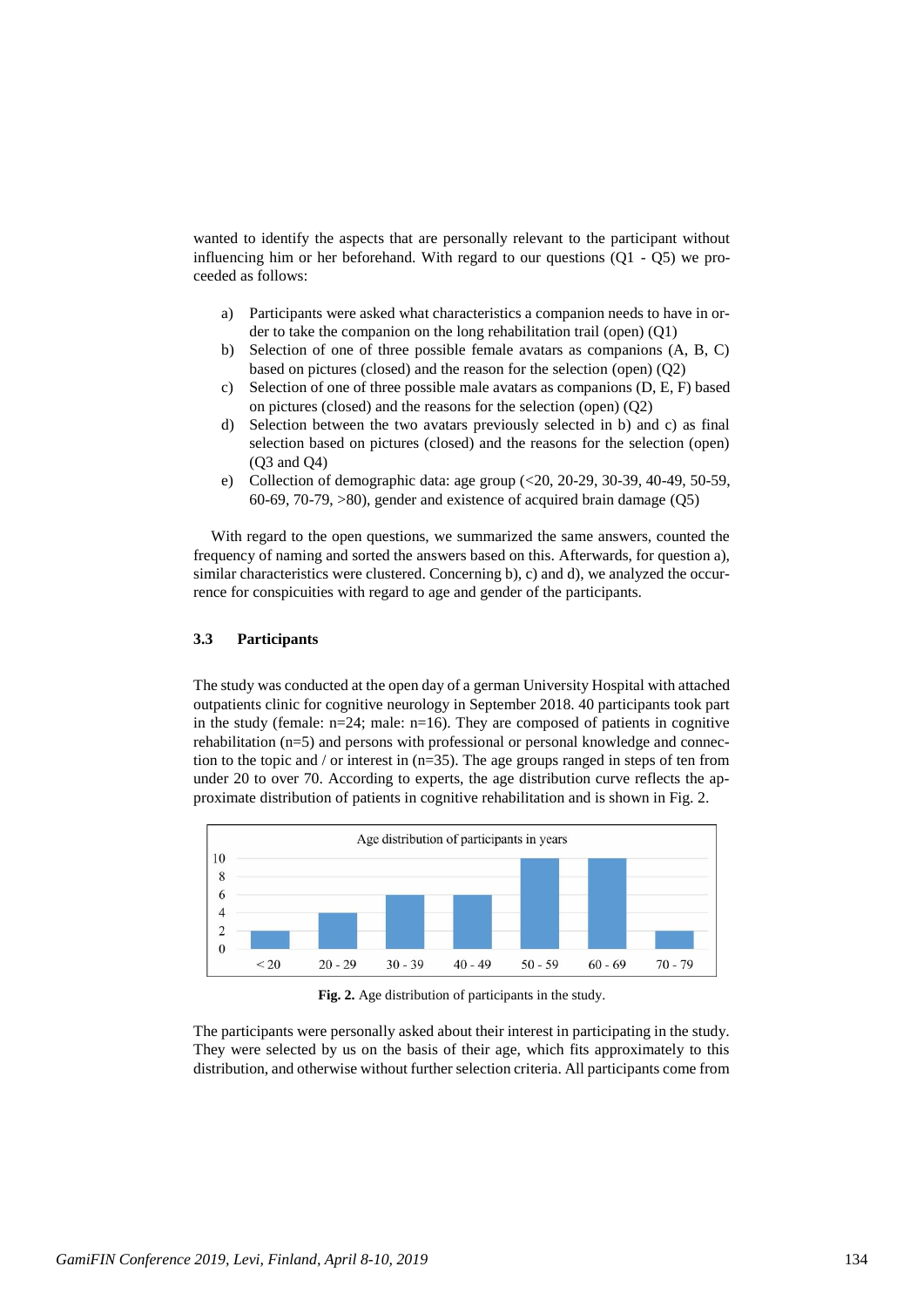wanted to identify the aspects that are personally relevant to the participant without influencing him or her beforehand. With regard to our questions (Q1 - Q5) we proceeded as follows:

a) Participants were asked what characteristics a companion needs to have in order to take the companion on the long rehabilitation trail (open) (Q1)
b) Selection of one of three possible female avatars as companions (A, B, C) based on pictures (closed) and the reason for the selection (open) (Q2)
c) Selection of one of three possible male avatars as companions (D, E, F) based on pictures (closed) and the reasons for the selection (open) (Q2)
d) Selection between the two avatars previously selected in b) and c) as final selection based on pictures (closed) and the reasons for the selection (open) (Q3 and Q4)
e) Collection of demographic data: age group (<20, 20-29, 30-39, 40-49, 50-59, 60-69, 70-79, >80), gender and existence of acquired brain damage (Q5)

With regard to the open questions, we summarized the same answers, counted the frequency of naming and sorted the answers based on this. Afterwards, for question a), similar characteristics were clustered. Concerning b), c) and d), we analyzed the occurrence for conspicuities with regard to age and gender of the participants.

### 3.3 Participants

The study was conducted at the open day of a german University Hospital with attached outpatients clinic for cognitive neurology in September 2018. 40 participants took part in the study (female: n=24; male: n=16). They are composed of patients in cognitive rehabilitation (n=5) and persons with professional or personal knowledge and connection to the topic and / or interest in (n=35). The age groups ranged in steps of ten from under 20 to over 70. According to experts, the age distribution curve reflects the approximate distribution of patients in cognitive rehabilitation and is shown in Fig. 2.

| Age distribution of participants in years | < 20 | 20 - 29 | 30 - 39 | 40 - 49 | 50 - 59 | 60 - 69 | 70 - 79 |
|---|---|---|---|---|---|---|---|
| Participants | 2 | 4 | 6 | 6 | 10 | 10 | 2 |

**Fig. 2.** Age distribution of participants in the study.

The participants were personally asked about their interest in participating in the study. They were selected by us on the basis of their age, which fits approximately to this distribution, and otherwise without further selection criteria. All participants come from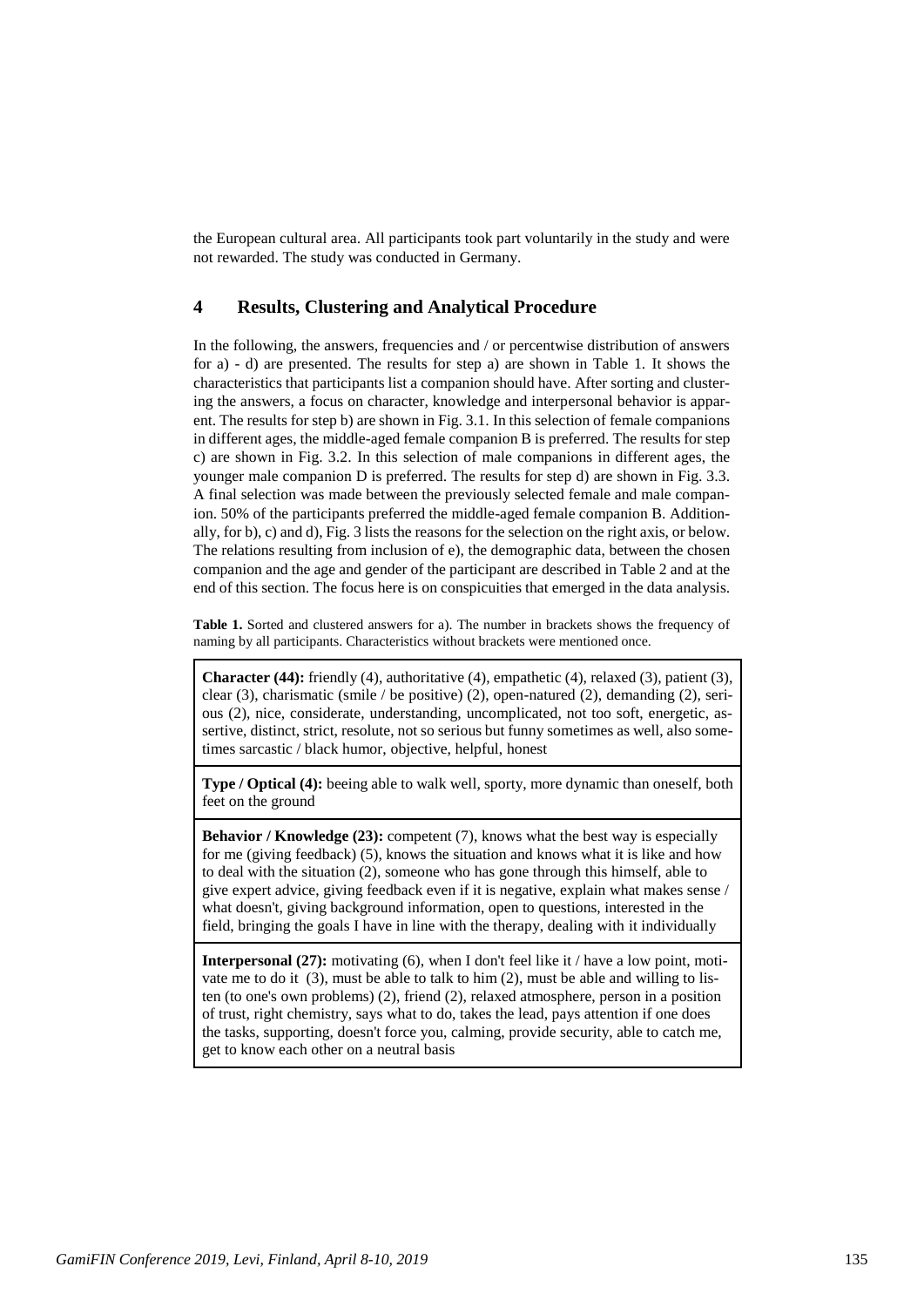the European cultural area. All participants took part voluntarily in the study and were not rewarded. The study was conducted in Germany.

## 4 Results, Clustering and Analytical Procedure

In the following, the answers, frequencies and / or percentwise distribution of answers for a) - d) are presented. The results for step a) are shown in Table 1. It shows the characteristics that participants list a companion should have. After sorting and clustering the answers, a focus on character, knowledge and interpersonal behavior is apparent. The results for step b) are shown in Fig. 3.1. In this selection of female companions in different ages, the middle-aged female companion B is preferred. The results for step c) are shown in Fig. 3.2. In this selection of male companions in different ages, the younger male companion D is preferred. The results for step d) are shown in Fig. 3.3. A final selection was made between the previously selected female and male companion. 50% of the participants preferred the middle-aged female companion B. Additionally, for b), c) and d), Fig. 3 lists the reasons for the selection on the right axis, or below. The relations resulting from inclusion of e), the demographic data, between the chosen companion and the age and gender of the participant are described in Table 2 and at the end of this section. The focus here is on conspicuities that emerged in the data analysis.

**Table 1.** Sorted and clustered answers for a). The number in brackets shows the frequency of naming by all participants. Characteristics without brackets were mentioned once.

| |
|---|
| **Character (44):** friendly (4), authoritative (4), empathetic (4), relaxed (3), patient (3), clear (3), charismatic (smile / be positive) (2), open-natured (2), demanding (2), serious (2), nice, considerate, understanding, uncomplicated, not too soft, energetic, assertive, distinct, strict, resolute, not so serious but funny sometimes as well, also sometimes sarcastic / black humor, objective, helpful, honest |
| **Type / Optical (4):** beeing able to walk well, sporty, more dynamic than oneself, both feet on the ground |
| **Behavior / Knowledge (23):** competent (7), knows what the best way is especially for me (giving feedback) (5), knows the situation and knows what it is like and how to deal with the situation (2), someone who has gone through this himself, able to give expert advice, giving feedback even if it is negative, explain what makes sense / what doesn't, giving background information, open to questions, interested in the field, bringing the goals I have in line with the therapy, dealing with it individually |
| **Interpersonal (27):** motivating (6), when I don't feel like it / have a low point, motivate me to do it (3), must be able to talk to him (2), must be able and willing to listen (to one's own problems) (2), friend (2), relaxed atmosphere, person in a position of trust, right chemistry, says what to do, takes the lead, pays attention if one does the tasks, supporting, doesn't force you, calming, provide security, able to catch me, get to know each other on a neutral basis |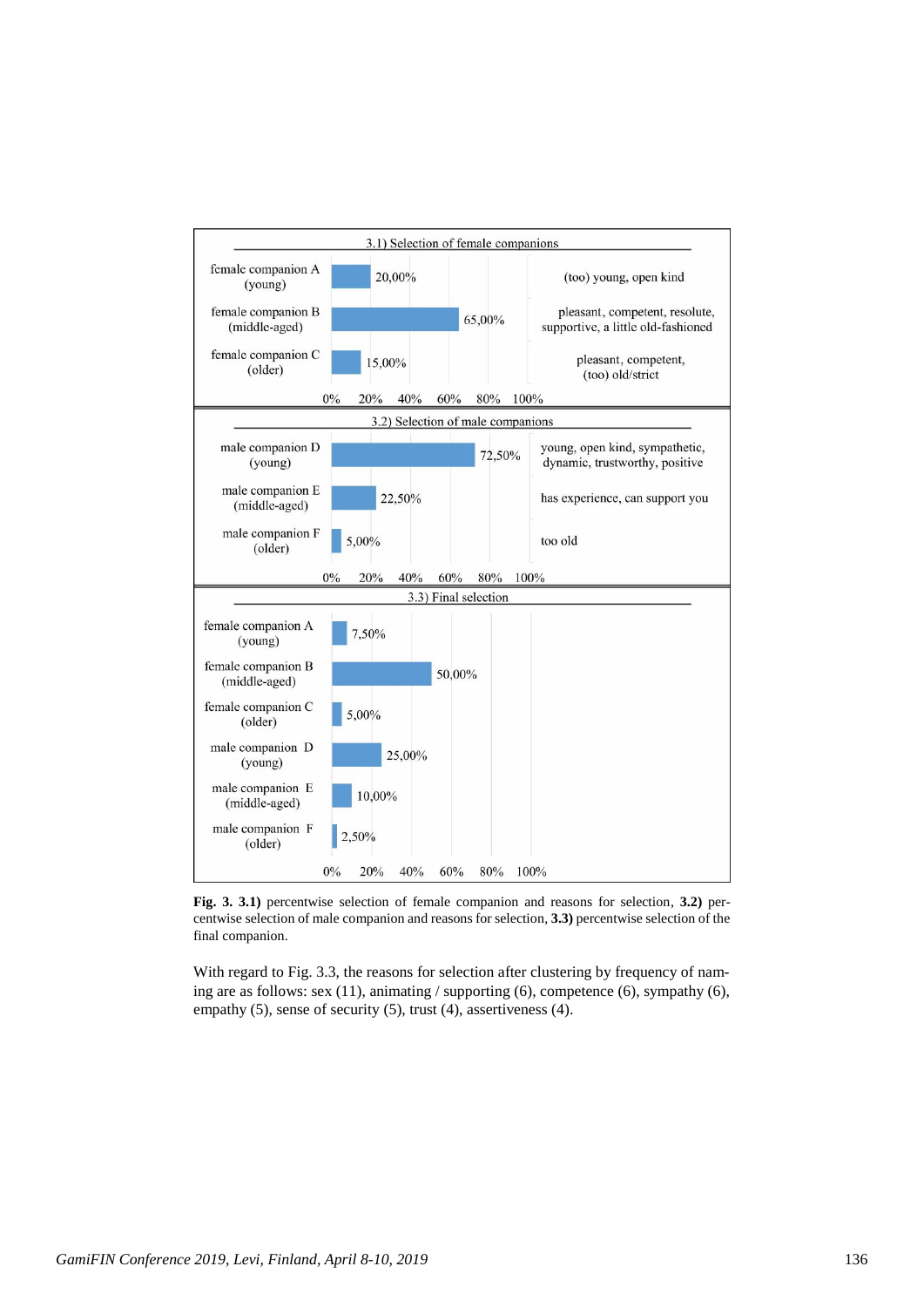| 3.1) Selection of female companions | | |
|---|---|---|
| female companion A (young) | 20,00% | (too) young, open kind |
| female companion B (middle-aged) | 65,00% | pleasant, competent, resolute, supportive, a little old-fashioned |
| female companion C (older) | 15,00% | pleasant, competent, (too) old/strict |

| 3.2) Selection of male companions | | |
|---|---|---|
| male companion D (young) | 72,50% | young, open kind, sympathetic, dynamic, trustworthy, positive |
| male companion E (middle-aged) | 22,50% | has experience, can support you |
| male companion F (older) | 5,00% | too old |

| 3.3) Final selection | |
|---|---|
| female companion A (young) | 7,50% |
| female companion B (middle-aged) | 50,00% |
| female companion C (older) | 5,00% |
| male companion D (young) | 25,00% |
| male companion E (middle-aged) | 10,00% |
| male companion F (older) | 2,50% |

**Fig. 3. 3.1)** percentwise selection of female companion and reasons for selection, **3.2)** percentwise selection of male companion and reasons for selection, **3.3)** percentwise selection of the final companion.

With regard to Fig. 3.3, the reasons for selection after clustering by frequency of naming are as follows: sex (11), animating / supporting (6), competence (6), sympathy (6), empathy (5), sense of security (5), trust (4), assertiveness (4).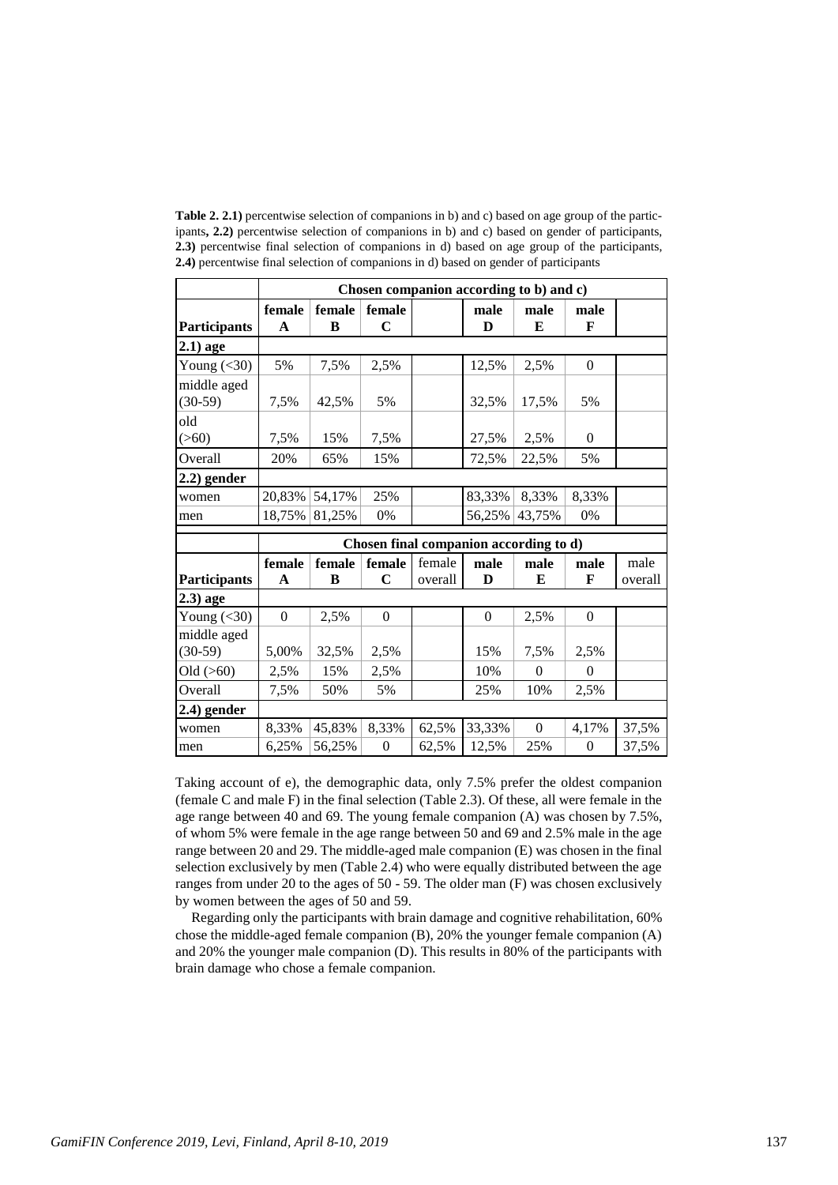**Table 2. 2.1)** percentwise selection of companions in b) and c) based on age group of the participants**, 2.2)** percentwise selection of companions in b) and c) based on gender of participants, **2.3)** percentwise final selection of companions in d) based on age group of the participants, **2.4)** percentwise final selection of companions in d) based on gender of participants

| | **Chosen companion according to b) and c)** | | | | | | | |
|---|---|---|---|---|---|---|---|---|
| **Participants** | **female A** | **female B** | **female C** | | **male D** | **male E** | **male F** | |
| **2.1) age** | | | | | | | | |
| Young (<30) | 5% | 7,5% | 2,5% | | 12,5% | 2,5% | 0 | |
| middle aged (30-59) | 7,5% | 42,5% | 5% | | 32,5% | 17,5% | 5% | |
| old (>60) | 7,5% | 15% | 7,5% | | 27,5% | 2,5% | 0 | |
| Overall | 20% | 65% | 15% | | 72,5% | 22,5% | 5% | |
| **2.2) gender** | | | | | | | | |
| women | 20,83% | 54,17% | 25% | | 83,33% | 8,33% | 8,33% | |
| men | 18,75% | 81,25% | 0% | | 56,25% | 43,75% | 0% | |
| | **Chosen final companion according to d)** | | | | | | | |
| **Participants** | **female A** | **female B** | **female C** | female overall | **male D** | **male E** | **male F** | male overall |
| **2.3) age** | | | | | | | | |
| Young (<30) | 0 | 2,5% | 0 | | 0 | 2,5% | 0 | |
| middle aged (30-59) | 5,00% | 32,5% | 2,5% | | 15% | 7,5% | 2,5% | |
| Old (>60) | 2,5% | 15% | 2,5% | | 10% | 0 | 0 | |
| Overall | 7,5% | 50% | 5% | | 25% | 10% | 2,5% | |
| **2.4) gender** | | | | | | | | |
| women | 8,33% | 45,83% | 8,33% | 62,5% | 33,33% | 0 | 4,17% | 37,5% |
| men | 6,25% | 56,25% | 0 | 62,5% | 12,5% | 25% | 0 | 37,5% |

Taking account of e), the demographic data, only 7.5% prefer the oldest companion (female C and male F) in the final selection (Table 2.3). Of these, all were female in the age range between 40 and 69. The young female companion (A) was chosen by 7.5%, of whom 5% were female in the age range between 50 and 69 and 2.5% male in the age range between 20 and 29. The middle-aged male companion (E) was chosen in the final selection exclusively by men (Table 2.4) who were equally distributed between the age ranges from under 20 to the ages of 50 - 59. The older man (F) was chosen exclusively by women between the ages of 50 and 59.

Regarding only the participants with brain damage and cognitive rehabilitation, 60% chose the middle-aged female companion (B), 20% the younger female companion (A) and 20% the younger male companion (D). This results in 80% of the participants with brain damage who chose a female companion.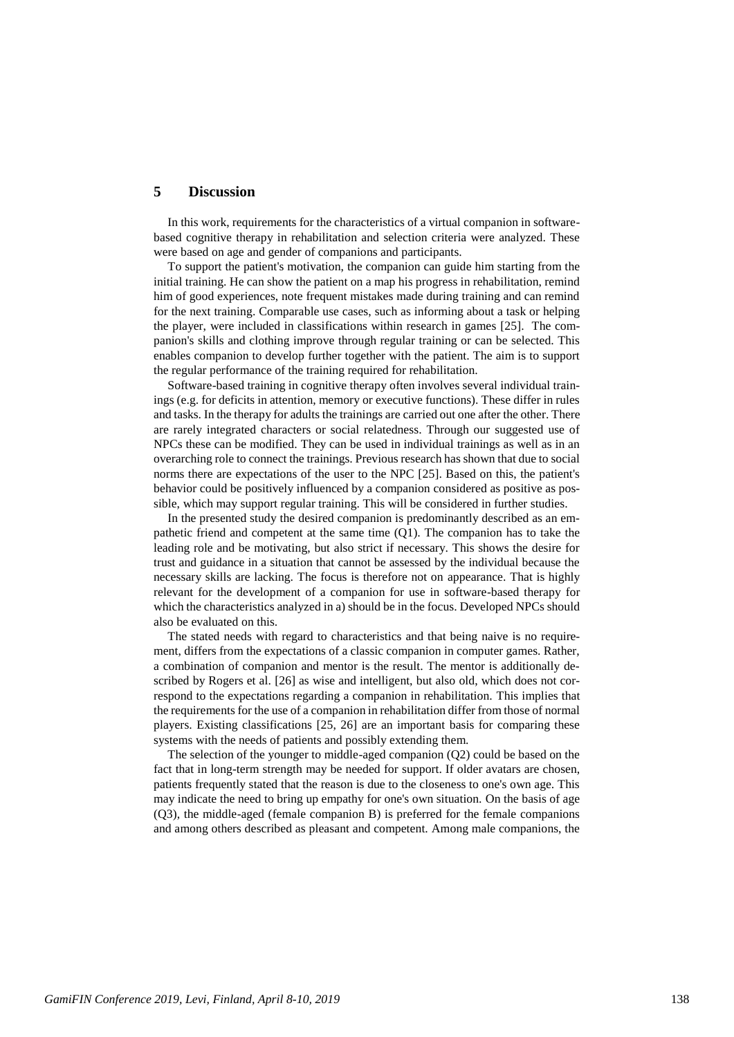## 5 Discussion

In this work, requirements for the characteristics of a virtual companion in software-based cognitive therapy in rehabilitation and selection criteria were analyzed. These were based on age and gender of companions and participants.

To support the patient's motivation, the companion can guide him starting from the initial training. He can show the patient on a map his progress in rehabilitation, remind him of good experiences, note frequent mistakes made during training and can remind for the next training. Comparable use cases, such as informing about a task or helping the player, were included in classifications within research in games [25]. The companion's skills and clothing improve through regular training or can be selected. This enables companion to develop further together with the patient. The aim is to support the regular performance of the training required for rehabilitation.

Software-based training in cognitive therapy often involves several individual trainings (e.g. for deficits in attention, memory or executive functions). These differ in rules and tasks. In the therapy for adults the trainings are carried out one after the other. There are rarely integrated characters or social relatedness. Through our suggested use of NPCs these can be modified. They can be used in individual trainings as well as in an overarching role to connect the trainings. Previous research has shown that due to social norms there are expectations of the user to the NPC [25]. Based on this, the patient's behavior could be positively influenced by a companion considered as positive as possible, which may support regular training. This will be considered in further studies.

In the presented study the desired companion is predominantly described as an empathetic friend and competent at the same time (Q1). The companion has to take the leading role and be motivating, but also strict if necessary. This shows the desire for trust and guidance in a situation that cannot be assessed by the individual because the necessary skills are lacking. The focus is therefore not on appearance. That is highly relevant for the development of a companion for use in software-based therapy for which the characteristics analyzed in a) should be in the focus. Developed NPCs should also be evaluated on this.

The stated needs with regard to characteristics and that being naive is no requirement, differs from the expectations of a classic companion in computer games. Rather, a combination of companion and mentor is the result. The mentor is additionally described by Rogers et al. [26] as wise and intelligent, but also old, which does not correspond to the expectations regarding a companion in rehabilitation. This implies that the requirements for the use of a companion in rehabilitation differ from those of normal players. Existing classifications [25, 26] are an important basis for comparing these systems with the needs of patients and possibly extending them.

The selection of the younger to middle-aged companion (Q2) could be based on the fact that in long-term strength may be needed for support. If older avatars are chosen, patients frequently stated that the reason is due to the closeness to one's own age. This may indicate the need to bring up empathy for one's own situation. On the basis of age (Q3), the middle-aged (female companion B) is preferred for the female companions and among others described as pleasant and competent. Among male companions, the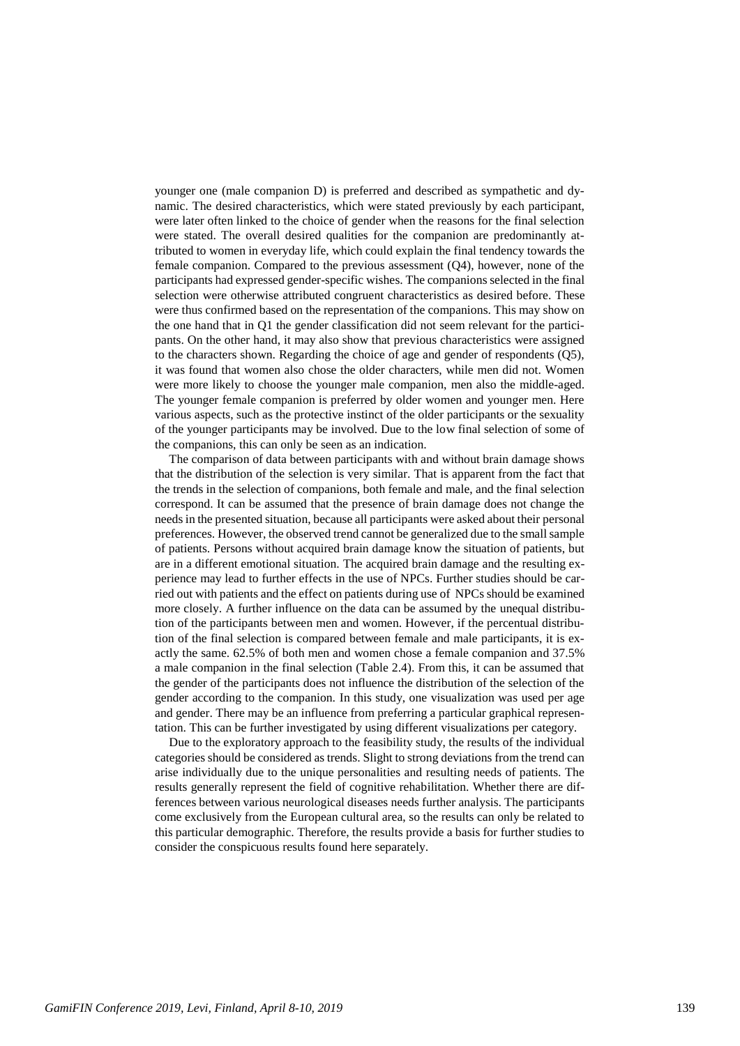younger one (male companion D) is preferred and described as sympathetic and dynamic. The desired characteristics, which were stated previously by each participant, were later often linked to the choice of gender when the reasons for the final selection were stated. The overall desired qualities for the companion are predominantly attributed to women in everyday life, which could explain the final tendency towards the female companion. Compared to the previous assessment (Q4), however, none of the participants had expressed gender-specific wishes. The companions selected in the final selection were otherwise attributed congruent characteristics as desired before. These were thus confirmed based on the representation of the companions. This may show on the one hand that in Q1 the gender classification did not seem relevant for the participants. On the other hand, it may also show that previous characteristics were assigned to the characters shown. Regarding the choice of age and gender of respondents (Q5), it was found that women also chose the older characters, while men did not. Women were more likely to choose the younger male companion, men also the middle-aged. The younger female companion is preferred by older women and younger men. Here various aspects, such as the protective instinct of the older participants or the sexuality of the younger participants may be involved. Due to the low final selection of some of the companions, this can only be seen as an indication.

The comparison of data between participants with and without brain damage shows that the distribution of the selection is very similar. That is apparent from the fact that the trends in the selection of companions, both female and male, and the final selection correspond. It can be assumed that the presence of brain damage does not change the needs in the presented situation, because all participants were asked about their personal preferences. However, the observed trend cannot be generalized due to the small sample of patients. Persons without acquired brain damage know the situation of patients, but are in a different emotional situation. The acquired brain damage and the resulting experience may lead to further effects in the use of NPCs. Further studies should be carried out with patients and the effect on patients during use of NPCs should be examined more closely. A further influence on the data can be assumed by the unequal distribution of the participants between men and women. However, if the percentual distribution of the final selection is compared between female and male participants, it is exactly the same. 62.5% of both men and women chose a female companion and 37.5% a male companion in the final selection (Table 2.4). From this, it can be assumed that the gender of the participants does not influence the distribution of the selection of the gender according to the companion. In this study, one visualization was used per age and gender. There may be an influence from preferring a particular graphical representation. This can be further investigated by using different visualizations per category.

Due to the exploratory approach to the feasibility study, the results of the individual categories should be considered as trends. Slight to strong deviations from the trend can arise individually due to the unique personalities and resulting needs of patients. The results generally represent the field of cognitive rehabilitation. Whether there are differences between various neurological diseases needs further analysis. The participants come exclusively from the European cultural area, so the results can only be related to this particular demographic. Therefore, the results provide a basis for further studies to consider the conspicuous results found here separately.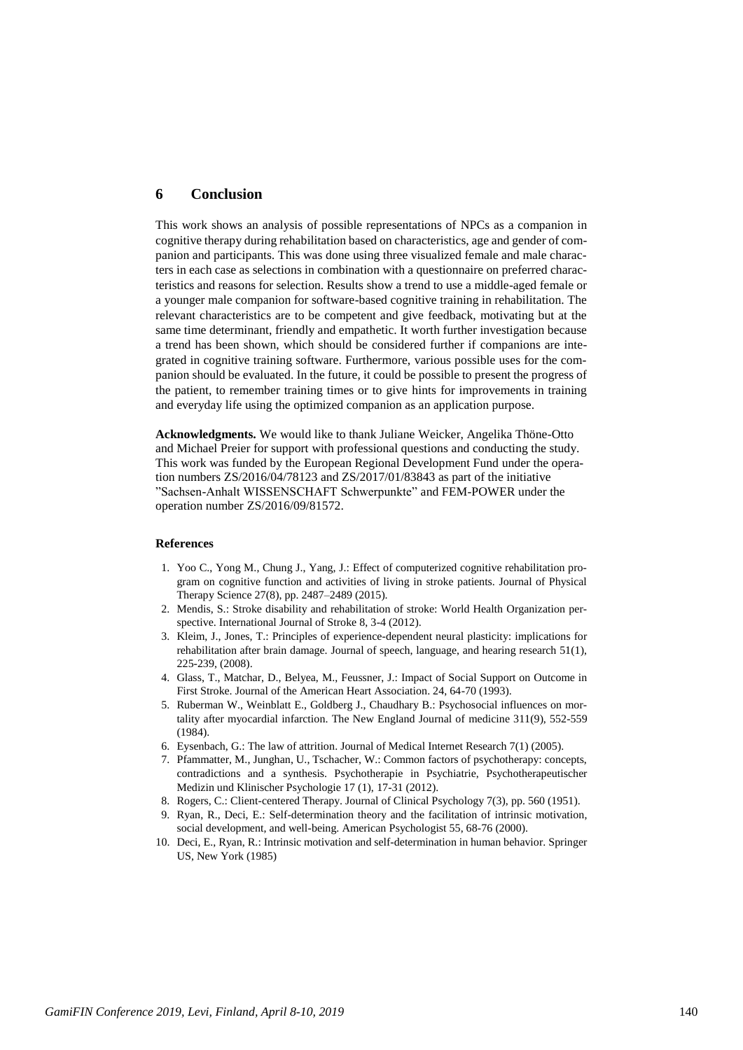## 6 Conclusion

This work shows an analysis of possible representations of NPCs as a companion in cognitive therapy during rehabilitation based on characteristics, age and gender of companion and participants. This was done using three visualized female and male characters in each case as selections in combination with a questionnaire on preferred characteristics and reasons for selection. Results show a trend to use a middle-aged female or a younger male companion for software-based cognitive training in rehabilitation. The relevant characteristics are to be competent and give feedback, motivating but at the same time determinant, friendly and empathetic. It worth further investigation because a trend has been shown, which should be considered further if companions are integrated in cognitive training software. Furthermore, various possible uses for the companion should be evaluated. In the future, it could be possible to present the progress of the patient, to remember training times or to give hints for improvements in training and everyday life using the optimized companion as an application purpose.

**Acknowledgments.** We would like to thank Juliane Weicker, Angelika Thöne-Otto and Michael Preier for support with professional questions and conducting the study. This work was funded by the European Regional Development Fund under the operation numbers ZS/2016/04/78123 and ZS/2017/01/83843 as part of the initiative "Sachsen-Anhalt WISSENSCHAFT Schwerpunkte" and FEM-POWER under the operation number ZS/2016/09/81572.

### References

1. Yoo C., Yong M., Chung J., Yang, J.: Effect of computerized cognitive rehabilitation program on cognitive function and activities of living in stroke patients. Journal of Physical Therapy Science 27(8), pp. 2487–2489 (2015).
2. Mendis, S.: Stroke disability and rehabilitation of stroke: World Health Organization perspective. International Journal of Stroke 8, 3-4 (2012).
3. Kleim, J., Jones, T.: Principles of experience-dependent neural plasticity: implications for rehabilitation after brain damage. Journal of speech, language, and hearing research 51(1), 225-239, (2008).
4. Glass, T., Matchar, D., Belyea, M., Feussner, J.: Impact of Social Support on Outcome in First Stroke. Journal of the American Heart Association. 24, 64-70 (1993).
5. Ruberman W., Weinblatt E., Goldberg J., Chaudhary B.: Psychosocial influences on mortality after myocardial infarction. The New England Journal of medicine 311(9), 552-559 (1984).
6. Eysenbach, G.: The law of attrition. Journal of Medical Internet Research 7(1) (2005).
7. Pfammatter, M., Junghan, U., Tschacher, W.: Common factors of psychotherapy: concepts, contradictions and a synthesis. Psychotherapie in Psychiatrie, Psychotherapeutischer Medizin und Klinischer Psychologie 17 (1), 17-31 (2012).
8. Rogers, C.: Client-centered Therapy. Journal of Clinical Psychology 7(3), pp. 560 (1951).
9. Ryan, R., Deci, E.: Self-determination theory and the facilitation of intrinsic motivation, social development, and well-being. American Psychologist 55, 68-76 (2000).
10. Deci, E., Ryan, R.: Intrinsic motivation and self-determination in human behavior. Springer US, New York (1985)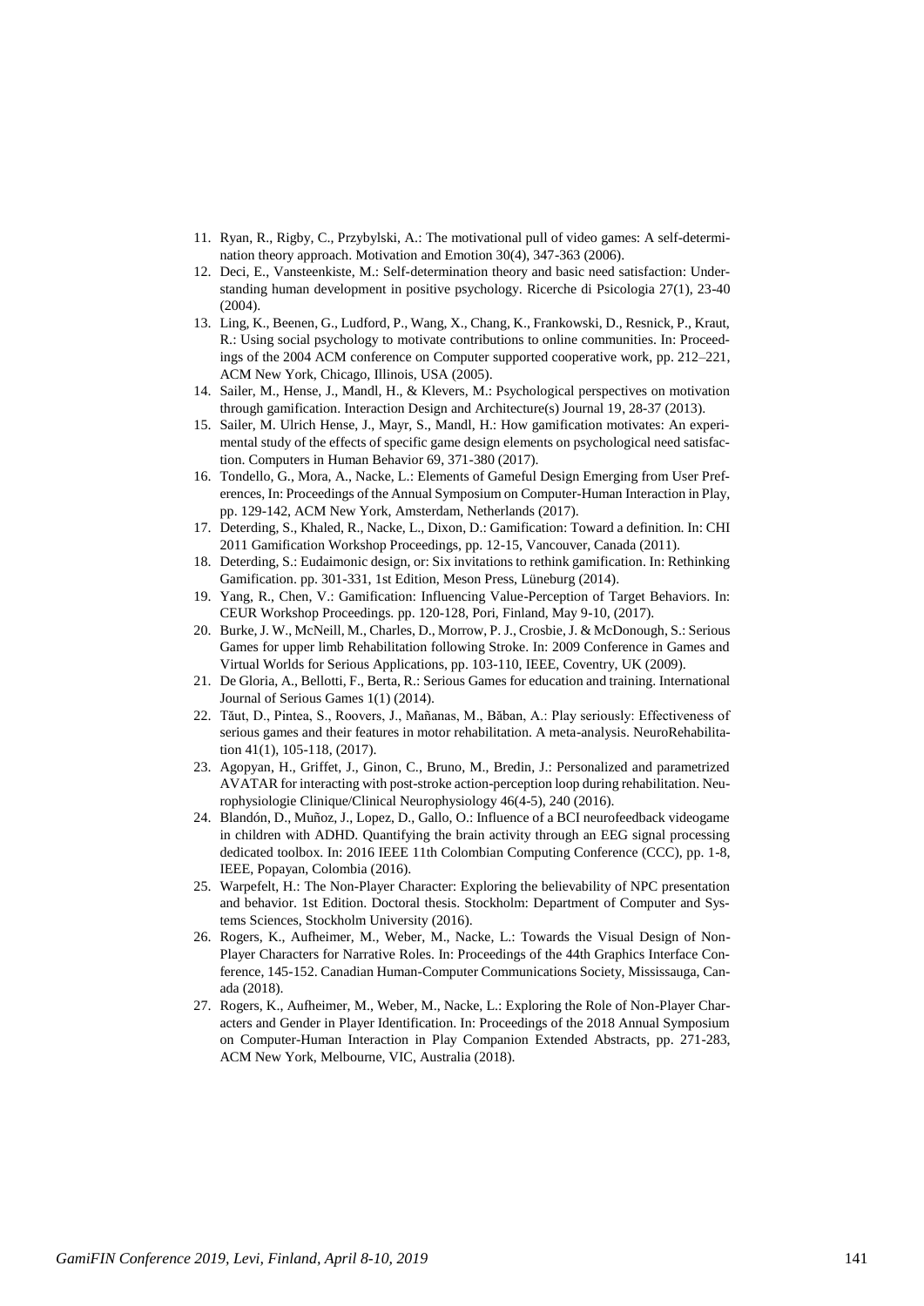11. Ryan, R., Rigby, C., Przybylski, A.: The motivational pull of video games: A self-determination theory approach. Motivation and Emotion 30(4), 347-363 (2006).
12. Deci, E., Vansteenkiste, M.: Self-determination theory and basic need satisfaction: Understanding human development in positive psychology. Ricerche di Psicologia 27(1), 23-40 (2004).
13. Ling, K., Beenen, G., Ludford, P., Wang, X., Chang, K., Frankowski, D., Resnick, P., Kraut, R.: Using social psychology to motivate contributions to online communities. In: Proceedings of the 2004 ACM conference on Computer supported cooperative work, pp. 212–221, ACM New York, Chicago, Illinois, USA (2005).
14. Sailer, M., Hense, J., Mandl, H., & Klevers, M.: Psychological perspectives on motivation through gamification. Interaction Design and Architecture(s) Journal 19, 28-37 (2013).
15. Sailer, M. Ulrich Hense, J., Mayr, S., Mandl, H.: How gamification motivates: An experimental study of the effects of specific game design elements on psychological need satisfaction. Computers in Human Behavior 69, 371-380 (2017).
16. Tondello, G., Mora, A., Nacke, L.: Elements of Gameful Design Emerging from User Preferences, In: Proceedings of the Annual Symposium on Computer-Human Interaction in Play, pp. 129-142, ACM New York, Amsterdam, Netherlands (2017).
17. Deterding, S., Khaled, R., Nacke, L., Dixon, D.: Gamification: Toward a definition. In: CHI 2011 Gamification Workshop Proceedings, pp. 12-15, Vancouver, Canada (2011).
18. Deterding, S.: Eudaimonic design, or: Six invitations to rethink gamification. In: Rethinking Gamification. pp. 301-331, 1st Edition, Meson Press, Lüneburg (2014).
19. Yang, R., Chen, V.: Gamification: Influencing Value-Perception of Target Behaviors. In: CEUR Workshop Proceedings. pp. 120-128, Pori, Finland, May 9-10, (2017).
20. Burke, J. W., McNeill, M., Charles, D., Morrow, P. J., Crosbie, J. & McDonough, S.: Serious Games for upper limb Rehabilitation following Stroke. In: 2009 Conference in Games and Virtual Worlds for Serious Applications, pp. 103-110, IEEE, Coventry, UK (2009).
21. De Gloria, A., Bellotti, F., Berta, R.: Serious Games for education and training. International Journal of Serious Games 1(1) (2014).
22. Tăut, D., Pintea, S., Roovers, J., Mañanas, M., Băban, A.: Play seriously: Effectiveness of serious games and their features in motor rehabilitation. A meta-analysis. NeuroRehabilitation 41(1), 105-118, (2017).
23. Agopyan, H., Griffet, J., Ginon, C., Bruno, M., Bredin, J.: Personalized and parametrized AVATAR for interacting with post-stroke action-perception loop during rehabilitation. Neurophysiologie Clinique/Clinical Neurophysiology 46(4-5), 240 (2016).
24. Blandón, D., Muñoz, J., Lopez, D., Gallo, O.: Influence of a BCI neurofeedback videogame in children with ADHD. Quantifying the brain activity through an EEG signal processing dedicated toolbox. In: 2016 IEEE 11th Colombian Computing Conference (CCC), pp. 1-8, IEEE, Popayan, Colombia (2016).
25. Warpefelt, H.: The Non-Player Character: Exploring the believability of NPC presentation and behavior. 1st Edition. Doctoral thesis. Stockholm: Department of Computer and Systems Sciences, Stockholm University (2016).
26. Rogers, K., Aufheimer, M., Weber, M., Nacke, L.: Towards the Visual Design of Non-Player Characters for Narrative Roles. In: Proceedings of the 44th Graphics Interface Conference, 145-152. Canadian Human-Computer Communications Society, Mississauga, Canada (2018).
27. Rogers, K., Aufheimer, M., Weber, M., Nacke, L.: Exploring the Role of Non-Player Characters and Gender in Player Identification. In: Proceedings of the 2018 Annual Symposium on Computer-Human Interaction in Play Companion Extended Abstracts, pp. 271-283, ACM New York, Melbourne, VIC, Australia (2018).